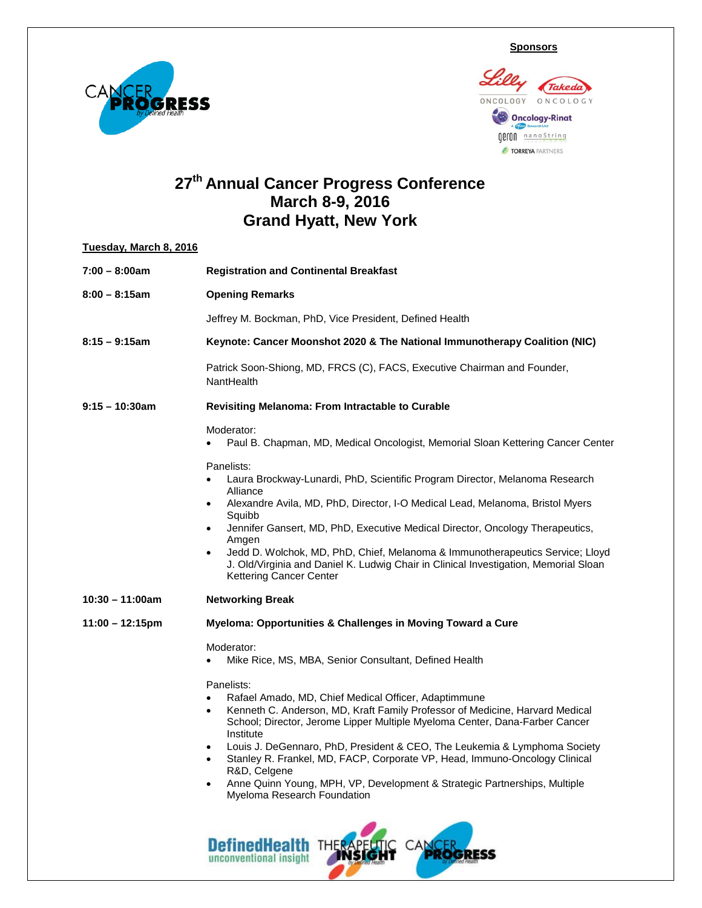**Sponsors**

# 27th Annual Cancer Progress Conference
# March 8-9, 2016
# Grand Hyatt, New York

**Tuesday, March 8, 2016**

**7:00 – 8:00am** **Registration and Continental Breakfast**

**8:00 – 8:15am** **Opening Remarks**

Jeffrey M. Bockman, PhD, Vice President, Defined Health

**8:15 – 9:15am** **Keynote: Cancer Moonshot 2020 & The National Immunotherapy Coalition (NIC)**

Patrick Soon-Shiong, MD, FRCS (C), FACS, Executive Chairman and Founder, NantHealth

**9:15 – 10:30am** **Revisiting Melanoma: From Intractable to Curable**

Moderator:
- Paul B. Chapman, MD, Medical Oncologist, Memorial Sloan Kettering Cancer Center

Panelists:
- Laura Brockway-Lunardi, PhD, Scientific Program Director, Melanoma Research Alliance
- Alexandre Avila, MD, PhD, Director, I-O Medical Lead, Melanoma, Bristol Myers Squibb
- Jennifer Gansert, MD, PhD, Executive Medical Director, Oncology Therapeutics, Amgen
- Jedd D. Wolchok, MD, PhD, Chief, Melanoma & Immunotherapeutics Service; Lloyd J. Old/Virginia and Daniel K. Ludwig Chair in Clinical Investigation, Memorial Sloan Kettering Cancer Center

**10:30 – 11:00am** **Networking Break**

**11:00 – 12:15pm** **Myeloma: Opportunities & Challenges in Moving Toward a Cure**

Moderator:
- Mike Rice, MS, MBA, Senior Consultant, Defined Health

Panelists:
- Rafael Amado, MD, Chief Medical Officer, Adaptimmune
- Kenneth C. Anderson, MD, Kraft Family Professor of Medicine, Harvard Medical School; Director, Jerome Lipper Multiple Myeloma Center, Dana-Farber Cancer Institute
- Louis J. DeGennaro, PhD, President & CEO, The Leukemia & Lymphoma Society
- Stanley R. Frankel, MD, FACP, Corporate VP, Head, Immuno-Oncology Clinical R&D, Celgene
- Anne Quinn Young, MPH, VP, Development & Strategic Partnerships, Multiple Myeloma Research Foundation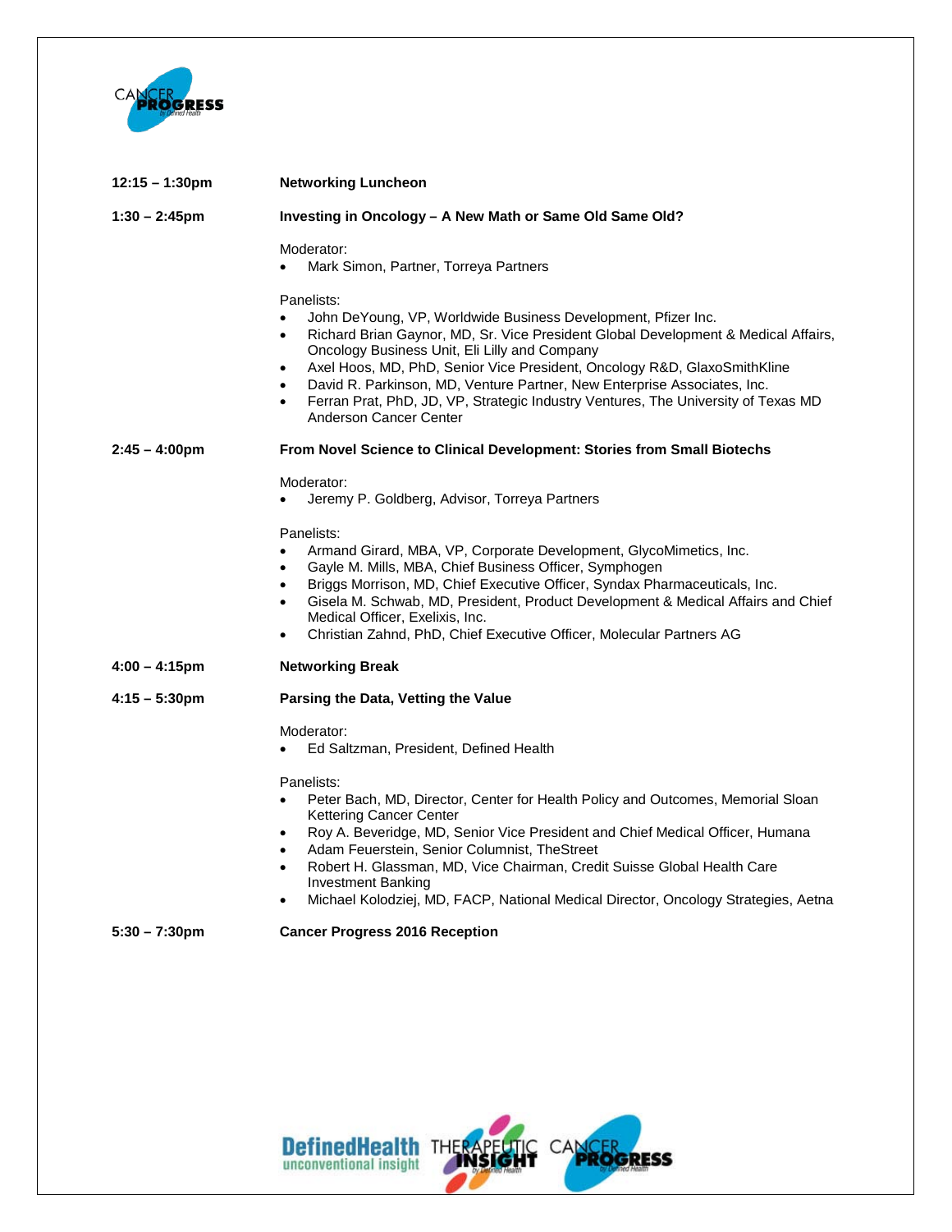**12:15 – 1:30pm** **Networking Luncheon**

**1:30 – 2:45pm** **Investing in Oncology – A New Math or Same Old Same Old?**

Moderator:

- Mark Simon, Partner, Torreya Partners

Panelists:

- John DeYoung, VP, Worldwide Business Development, Pfizer Inc.
- Richard Brian Gaynor, MD, Sr. Vice President Global Development & Medical Affairs, Oncology Business Unit, Eli Lilly and Company
- Axel Hoos, MD, PhD, Senior Vice President, Oncology R&D, GlaxoSmithKline
- David R. Parkinson, MD, Venture Partner, New Enterprise Associates, Inc.
- Ferran Prat, PhD, JD, VP, Strategic Industry Ventures, The University of Texas MD Anderson Cancer Center

**2:45 – 4:00pm** **From Novel Science to Clinical Development: Stories from Small Biotechs**

Moderator:

- Jeremy P. Goldberg, Advisor, Torreya Partners

Panelists:

- Armand Girard, MBA, VP, Corporate Development, GlycoMimetics, Inc.
- Gayle M. Mills, MBA, Chief Business Officer, Symphogen
- Briggs Morrison, MD, Chief Executive Officer, Syndax Pharmaceuticals, Inc.
- Gisela M. Schwab, MD, President, Product Development & Medical Affairs and Chief Medical Officer, Exelixis, Inc.
- Christian Zahnd, PhD, Chief Executive Officer, Molecular Partners AG

**4:00 – 4:15pm** **Networking Break**

**4:15 – 5:30pm** **Parsing the Data, Vetting the Value**

Moderator:

- Ed Saltzman, President, Defined Health

Panelists:

- Peter Bach, MD, Director, Center for Health Policy and Outcomes, Memorial Sloan Kettering Cancer Center
- Roy A. Beveridge, MD, Senior Vice President and Chief Medical Officer, Humana
- Adam Feuerstein, Senior Columnist, TheStreet
- Robert H. Glassman, MD, Vice Chairman, Credit Suisse Global Health Care Investment Banking
- Michael Kolodziej, MD, FACP, National Medical Director, Oncology Strategies, Aetna

**5:30 – 7:30pm** **Cancer Progress 2016 Reception**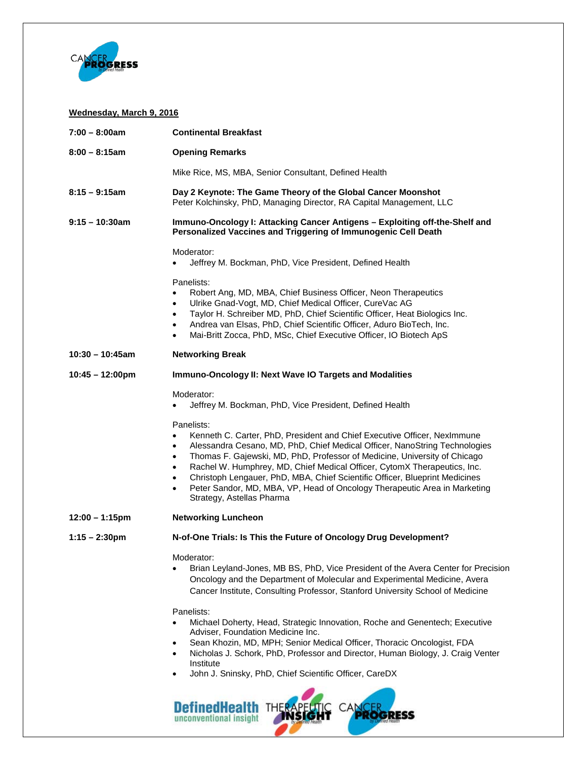**Wednesday, March 9, 2016**

**7:00 – 8:00am** **Continental Breakfast**

**8:00 – 8:15am** **Opening Remarks**

Mike Rice, MS, MBA, Senior Consultant, Defined Health

**8:15 – 9:15am** **Day 2 Keynote: The Game Theory of the Global Cancer Moonshot**
Peter Kolchinsky, PhD, Managing Director, RA Capital Management, LLC

**9:15 – 10:30am** **Immuno-Oncology I: Attacking Cancer Antigens – Exploiting off-the-Shelf and Personalized Vaccines and Triggering of Immunogenic Cell Death**

Moderator:

- Jeffrey M. Bockman, PhD, Vice President, Defined Health

Panelists:

- Robert Ang, MD, MBA, Chief Business Officer, Neon Therapeutics
- Ulrike Gnad-Vogt, MD, Chief Medical Officer, CureVac AG
- Taylor H. Schreiber MD, PhD, Chief Scientific Officer, Heat Biologics Inc.
- Andrea van Elsas, PhD, Chief Scientific Officer, Aduro BioTech, Inc.
- Mai-Britt Zocca, PhD, MSc, Chief Executive Officer, IO Biotech ApS

**10:30 – 10:45am** **Networking Break**

**10:45 – 12:00pm** **Immuno-Oncology II: Next Wave IO Targets and Modalities**

Moderator:

- Jeffrey M. Bockman, PhD, Vice President, Defined Health

Panelists:

- Kenneth C. Carter, PhD, President and Chief Executive Officer, NexImmune
- Alessandra Cesano, MD, PhD, Chief Medical Officer, NanoString Technologies
- Thomas F. Gajewski, MD, PhD, Professor of Medicine, University of Chicago
- Rachel W. Humphrey, MD, Chief Medical Officer, CytomX Therapeutics, Inc.
- Christoph Lengauer, PhD, MBA, Chief Scientific Officer, Blueprint Medicines
- Peter Sandor, MD, MBA, VP, Head of Oncology Therapeutic Area in Marketing Strategy, Astellas Pharma

**12:00 – 1:15pm** **Networking Luncheon**

**1:15 – 2:30pm** **N-of-One Trials: Is This the Future of Oncology Drug Development?**

Moderator:

- Brian Leyland-Jones, MB BS, PhD, Vice President of the Avera Center for Precision Oncology and the Department of Molecular and Experimental Medicine, Avera Cancer Institute, Consulting Professor, Stanford University School of Medicine

Panelists:

- Michael Doherty, Head, Strategic Innovation, Roche and Genentech; Executive Adviser, Foundation Medicine Inc.
- Sean Khozin, MD, MPH; Senior Medical Officer, Thoracic Oncologist, FDA
- Nicholas J. Schork, PhD, Professor and Director, Human Biology, J. Craig Venter Institute
- John J. Sninsky, PhD, Chief Scientific Officer, CareDX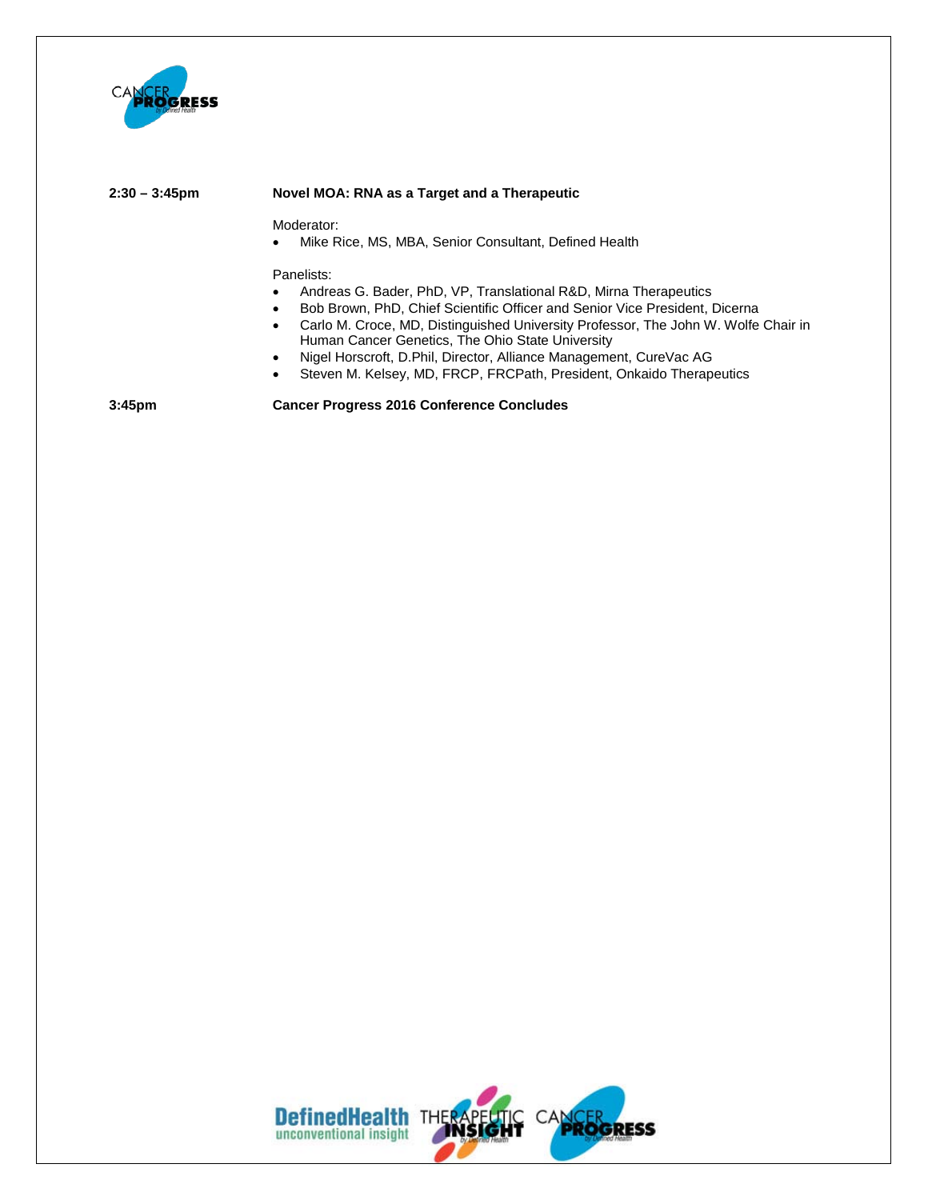**2:30 – 3:45pm** **Novel MOA: RNA as a Target and a Therapeutic**

Moderator:

- Mike Rice, MS, MBA, Senior Consultant, Defined Health

Panelists:

- Andreas G. Bader, PhD, VP, Translational R&D, Mirna Therapeutics
- Bob Brown, PhD, Chief Scientific Officer and Senior Vice President, Dicerna
- Carlo M. Croce, MD, Distinguished University Professor, The John W. Wolfe Chair in Human Cancer Genetics, The Ohio State University
- Nigel Horscroft, D.Phil, Director, Alliance Management, CureVac AG
- Steven M. Kelsey, MD, FRCP, FRCPath, President, Onkaido Therapeutics

**3:45pm** **Cancer Progress 2016 Conference Concludes**